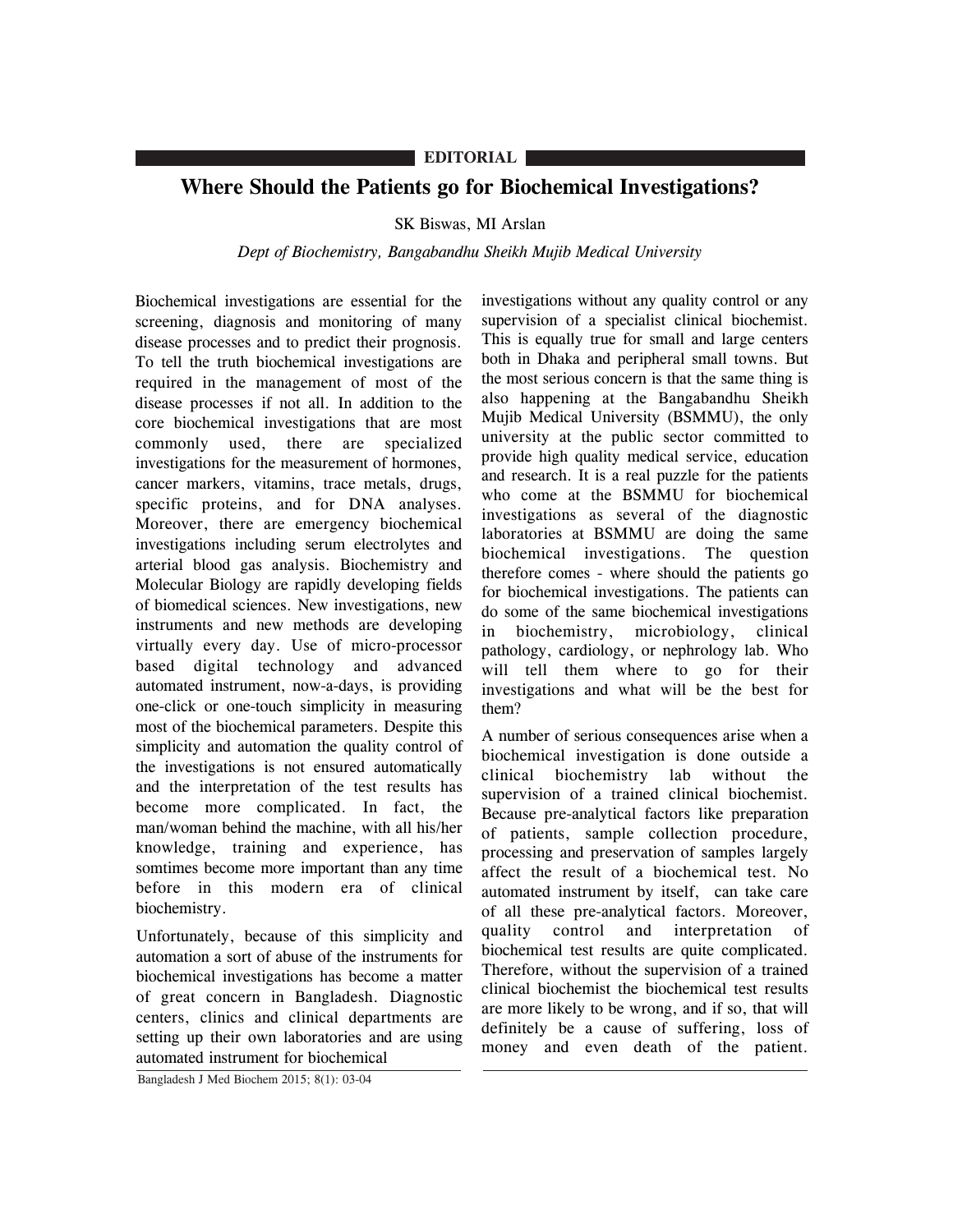EDITORIAL

# Where Should the Patients go for Biochemical Investigations?

SK Biswas, MI Arslan

*Dept of Biochemistry, Bangabandhu Sheikh Mujib Medical University*

Biochemical investigations are essential for the screening, diagnosis and monitoring of many disease processes and to predict their prognosis. To tell the truth biochemical investigations are required in the management of most of the disease processes if not all. In addition to the core biochemical investigations that are most commonly used, there are specialized investigations for the measurement of hormones, cancer markers, vitamins, trace metals, drugs, specific proteins, and for DNA analyses. Moreover, there are emergency biochemical investigations including serum electrolytes and arterial blood gas analysis. Biochemistry and Molecular Biology are rapidly developing fields of biomedical sciences. New investigations, new instruments and new methods are developing virtually every day. Use of micro-processor based digital technology and advanced automated instrument, now-a-days, is providing one-click or one-touch simplicity in measuring most of the biochemical parameters. Despite this simplicity and automation the quality control of the investigations is not ensured automatically and the interpretation of the test results has become more complicated. In fact, the man/woman behind the machine, with all his/her knowledge, training and experience, has somtimes become more important than any time before in this modern era of clinical biochemistry.

Unfortunately, because of this simplicity and automation a sort of abuse of the instruments for biochemical investigations has become a matter of great concern in Bangladesh. Diagnostic centers, clinics and clinical departments are setting up their own laboratories and are using automated instrument for biochemical investigations without any quality control or any supervision of a specialist clinical biochemist. This is equally true for small and large centers both in Dhaka and peripheral small towns. But the most serious concern is that the same thing is also happening at the Bangabandhu Sheikh Mujib Medical University (BSMMU), the only university at the public sector committed to provide high quality medical service, education and research. It is a real puzzle for the patients who come at the BSMMU for biochemical investigations as several of the diagnostic laboratories at BSMMU are doing the same biochemical investigations. The question therefore comes - where should the patients go for biochemical investigations. The patients can do some of the same biochemical investigations in biochemistry, microbiology, clinical pathology, cardiology, or nephrology lab. Who will tell them where to go for their investigations and what will be the best for them?

A number of serious consequences arise when a biochemical investigation is done outside a clinical biochemistry lab without the supervision of a trained clinical biochemist. Because pre-analytical factors like preparation of patients, sample collection procedure, processing and preservation of samples largely affect the result of a biochemical test. No automated instrument by itself, can take care of all these pre-analytical factors. Moreover, quality control and interpretation of biochemical test results are quite complicated. Therefore, without the supervision of a trained clinical biochemist the biochemical test results are more likely to be wrong, and if so, that will definitely be a cause of suffering, loss of money and even death of the patient.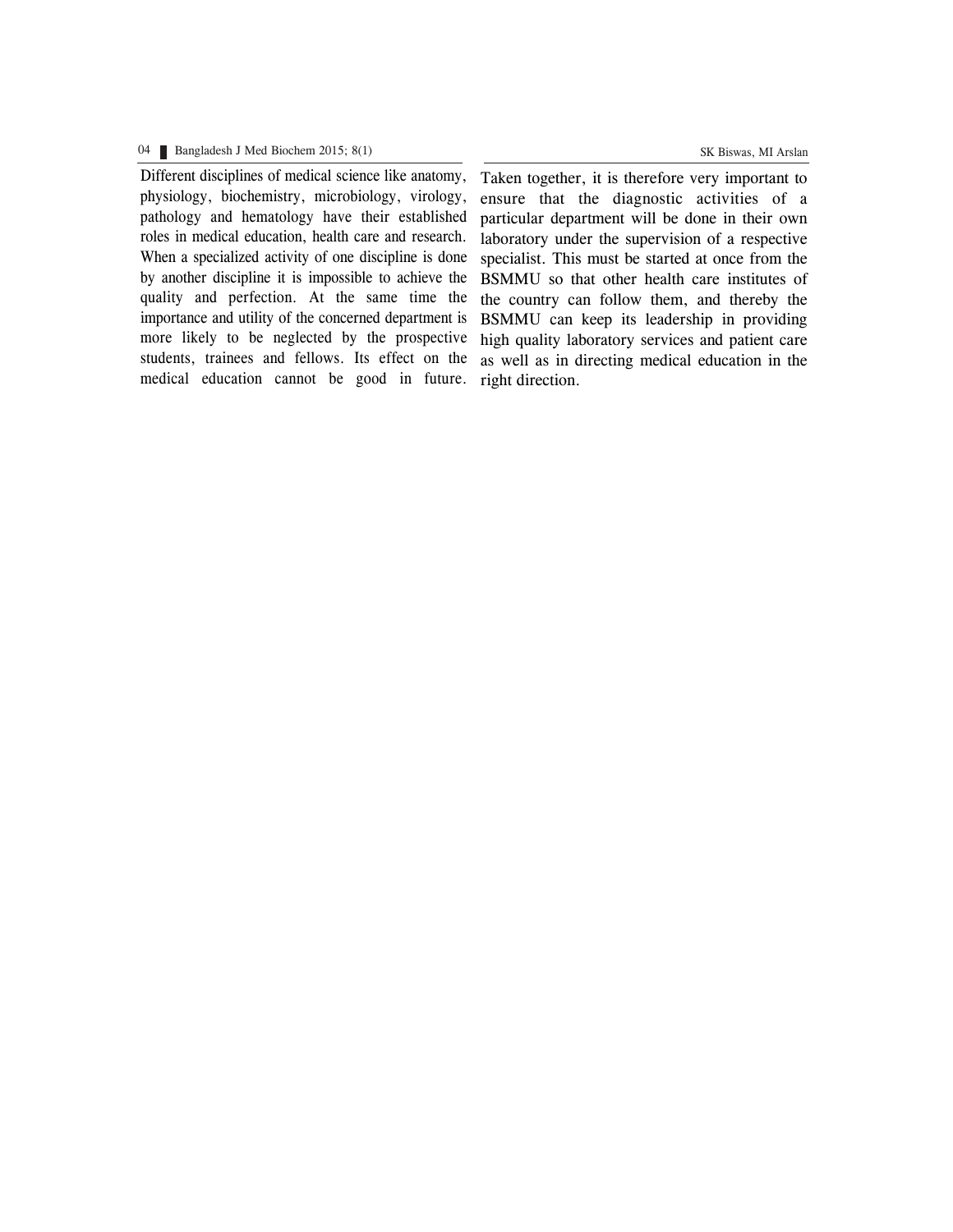Different disciplines of medical science like anatomy, physiology, biochemistry, microbiology, virology, pathology and hematology have their established roles in medical education, health care and research. When a specialized activity of one discipline is done by another discipline it is impossible to achieve the quality and perfection. At the same time the importance and utility of the concerned department is more likely to be neglected by the prospective students, trainees and fellows. Its effect on the medical education cannot be good in future. Taken together, it is therefore very important to ensure that the diagnostic activities of a particular department will be done in their own laboratory under the supervision of a respective specialist. This must be started at once from the BSMMU so that other health care institutes of the country can follow them, and thereby the BSMMU can keep its leadership in providing high quality laboratory services and patient care as well as in directing medical education in the right direction.